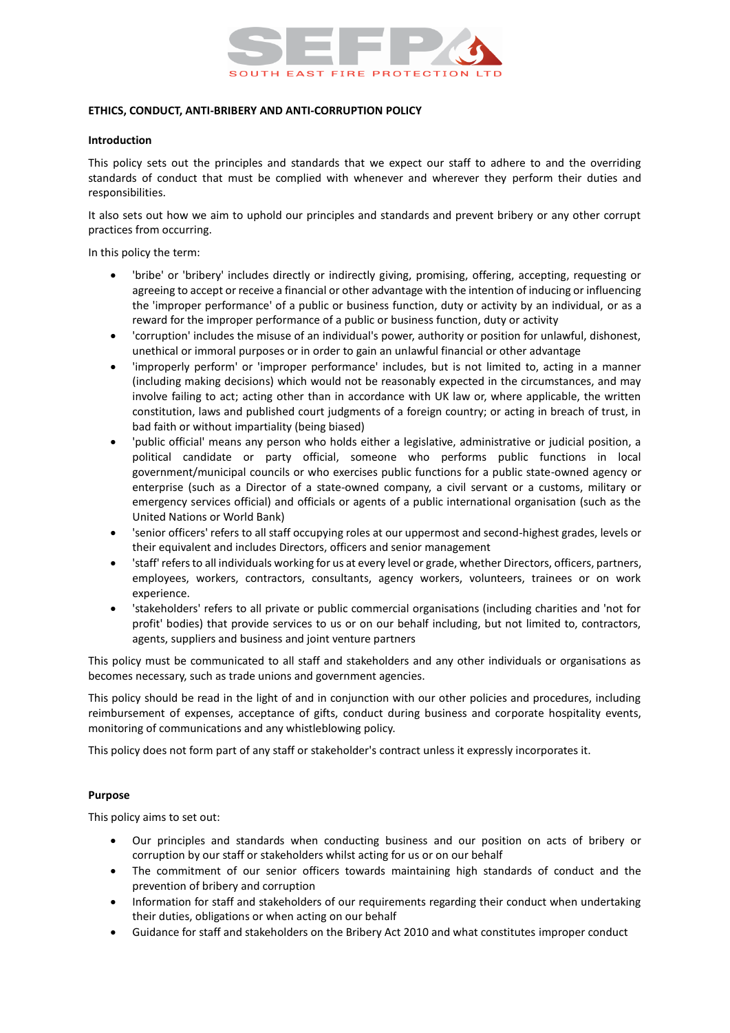SEFP

SOUTH EAST FIRE PROTECTION LTD

**ETHICS, CONDUCT, ANTI-BRIBERY AND ANTI-CORRUPTION POLICY**

**Introduction**

This policy sets out the principles and standards that we expect our staff to adhere to and the overriding standards of conduct that must be complied with whenever and wherever they perform their duties and responsibilities.

It also sets out how we aim to uphold our principles and standards and prevent bribery or any other corrupt practices from occurring.

In this policy the term:

- 'bribe' or 'bribery' includes directly or indirectly giving, promising, offering, accepting, requesting or agreeing to accept or receive a financial or other advantage with the intention of inducing or influencing the 'improper performance' of a public or business function, duty or activity by an individual, or as a reward for the improper performance of a public or business function, duty or activity
- 'corruption' includes the misuse of an individual's power, authority or position for unlawful, dishonest, unethical or immoral purposes or in order to gain an unlawful financial or other advantage
- 'improperly perform' or 'improper performance' includes, but is not limited to, acting in a manner (including making decisions) which would not be reasonably expected in the circumstances, and may involve failing to act; acting other than in accordance with UK law or, where applicable, the written constitution, laws and published court judgments of a foreign country; or acting in breach of trust, in bad faith or without impartiality (being biased)
- 'public official' means any person who holds either a legislative, administrative or judicial position, a political candidate or party official, someone who performs public functions in local government/municipal councils or who exercises public functions for a public state-owned agency or enterprise (such as a Director of a state-owned company, a civil servant or a customs, military or emergency services official) and officials or agents of a public international organisation (such as the United Nations or World Bank)
- 'senior officers' refers to all staff occupying roles at our uppermost and second-highest grades, levels or their equivalent and includes Directors, officers and senior management
- 'staff' refers to all individuals working for us at every level or grade, whether Directors, officers, partners, employees, workers, contractors, consultants, agency workers, volunteers, trainees or on work experience.
- 'stakeholders' refers to all private or public commercial organisations (including charities and 'not for profit' bodies) that provide services to us or on our behalf including, but not limited to, contractors, agents, suppliers and business and joint venture partners

This policy must be communicated to all staff and stakeholders and any other individuals or organisations as becomes necessary, such as trade unions and government agencies.

This policy should be read in the light of and in conjunction with our other policies and procedures, including reimbursement of expenses, acceptance of gifts, conduct during business and corporate hospitality events, monitoring of communications and any whistleblowing policy.

This policy does not form part of any staff or stakeholder's contract unless it expressly incorporates it.

**Purpose**

This policy aims to set out:

- Our principles and standards when conducting business and our position on acts of bribery or corruption by our staff or stakeholders whilst acting for us or on our behalf
- The commitment of our senior officers towards maintaining high standards of conduct and the prevention of bribery and corruption
- Information for staff and stakeholders of our requirements regarding their conduct when undertaking their duties, obligations or when acting on our behalf
- Guidance for staff and stakeholders on the Bribery Act 2010 and what constitutes improper conduct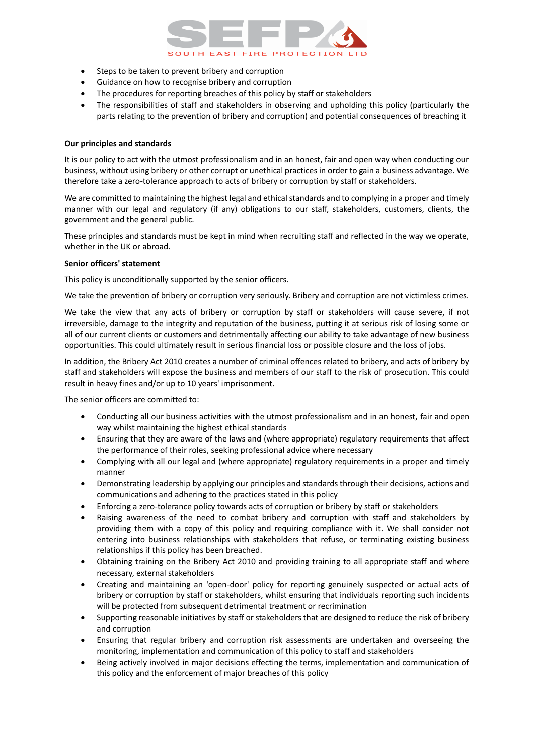- Steps to be taken to prevent bribery and corruption
- Guidance on how to recognise bribery and corruption
- The procedures for reporting breaches of this policy by staff or stakeholders
- The responsibilities of staff and stakeholders in observing and upholding this policy (particularly the parts relating to the prevention of bribery and corruption) and potential consequences of breaching it

**Our principles and standards**

It is our policy to act with the utmost professionalism and in an honest, fair and open way when conducting our business, without using bribery or other corrupt or unethical practices in order to gain a business advantage. We therefore take a zero-tolerance approach to acts of bribery or corruption by staff or stakeholders.

We are committed to maintaining the highest legal and ethical standards and to complying in a proper and timely manner with our legal and regulatory (if any) obligations to our staff, stakeholders, customers, clients, the government and the general public.

These principles and standards must be kept in mind when recruiting staff and reflected in the way we operate, whether in the UK or abroad.

**Senior officers' statement**

This policy is unconditionally supported by the senior officers.

We take the prevention of bribery or corruption very seriously. Bribery and corruption are not victimless crimes.

We take the view that any acts of bribery or corruption by staff or stakeholders will cause severe, if not irreversible, damage to the integrity and reputation of the business, putting it at serious risk of losing some or all of our current clients or customers and detrimentally affecting our ability to take advantage of new business opportunities. This could ultimately result in serious financial loss or possible closure and the loss of jobs.

In addition, the Bribery Act 2010 creates a number of criminal offences related to bribery, and acts of bribery by staff and stakeholders will expose the business and members of our staff to the risk of prosecution. This could result in heavy fines and/or up to 10 years' imprisonment.

The senior officers are committed to:

- Conducting all our business activities with the utmost professionalism and in an honest, fair and open way whilst maintaining the highest ethical standards
- Ensuring that they are aware of the laws and (where appropriate) regulatory requirements that affect the performance of their roles, seeking professional advice where necessary
- Complying with all our legal and (where appropriate) regulatory requirements in a proper and timely manner
- Demonstrating leadership by applying our principles and standards through their decisions, actions and communications and adhering to the practices stated in this policy
- Enforcing a zero-tolerance policy towards acts of corruption or bribery by staff or stakeholders
- Raising awareness of the need to combat bribery and corruption with staff and stakeholders by providing them with a copy of this policy and requiring compliance with it. We shall consider not entering into business relationships with stakeholders that refuse, or terminating existing business relationships if this policy has been breached.
- Obtaining training on the Bribery Act 2010 and providing training to all appropriate staff and where necessary, external stakeholders
- Creating and maintaining an 'open-door' policy for reporting genuinely suspected or actual acts of bribery or corruption by staff or stakeholders, whilst ensuring that individuals reporting such incidents will be protected from subsequent detrimental treatment or recrimination
- Supporting reasonable initiatives by staff or stakeholders that are designed to reduce the risk of bribery and corruption
- Ensuring that regular bribery and corruption risk assessments are undertaken and overseeing the monitoring, implementation and communication of this policy to staff and stakeholders
- Being actively involved in major decisions effecting the terms, implementation and communication of this policy and the enforcement of major breaches of this policy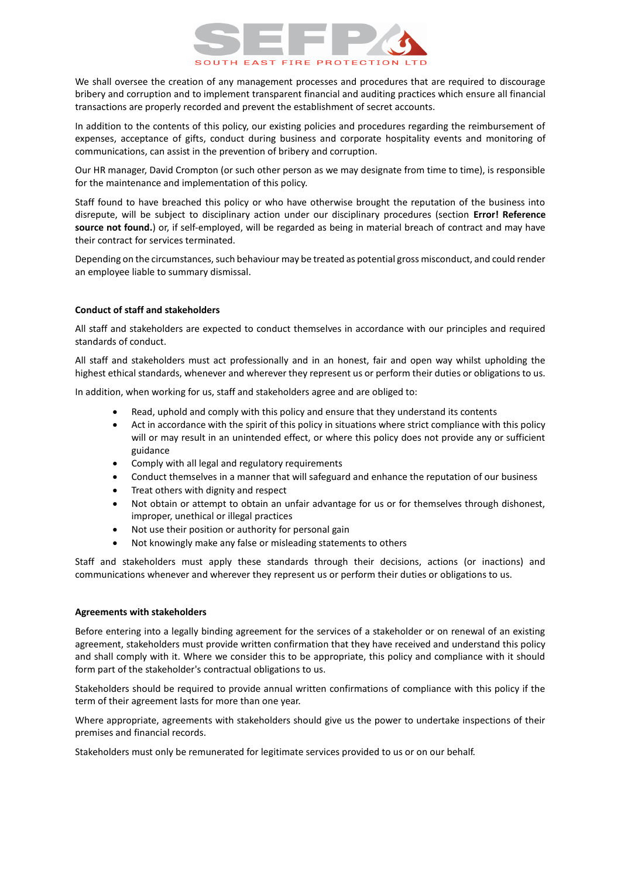We shall oversee the creation of any management processes and procedures that are required to discourage bribery and corruption and to implement transparent financial and auditing practices which ensure all financial transactions are properly recorded and prevent the establishment of secret accounts.

In addition to the contents of this policy, our existing policies and procedures regarding the reimbursement of expenses, acceptance of gifts, conduct during business and corporate hospitality events and monitoring of communications, can assist in the prevention of bribery and corruption.

Our HR manager, David Crompton (or such other person as we may designate from time to time), is responsible for the maintenance and implementation of this policy.

Staff found to have breached this policy or who have otherwise brought the reputation of the business into disrepute, will be subject to disciplinary action under our disciplinary procedures (section **Error! Reference source not found.**) or, if self-employed, will be regarded as being in material breach of contract and may have their contract for services terminated.

Depending on the circumstances, such behaviour may be treated as potential gross misconduct, and could render an employee liable to summary dismissal.

**Conduct of staff and stakeholders**

All staff and stakeholders are expected to conduct themselves in accordance with our principles and required standards of conduct.

All staff and stakeholders must act professionally and in an honest, fair and open way whilst upholding the highest ethical standards, whenever and wherever they represent us or perform their duties or obligations to us.

In addition, when working for us, staff and stakeholders agree and are obliged to:

- Read, uphold and comply with this policy and ensure that they understand its contents
- Act in accordance with the spirit of this policy in situations where strict compliance with this policy will or may result in an unintended effect, or where this policy does not provide any or sufficient guidance
- Comply with all legal and regulatory requirements
- Conduct themselves in a manner that will safeguard and enhance the reputation of our business
- Treat others with dignity and respect
- Not obtain or attempt to obtain an unfair advantage for us or for themselves through dishonest, improper, unethical or illegal practices
- Not use their position or authority for personal gain
- Not knowingly make any false or misleading statements to others

Staff and stakeholders must apply these standards through their decisions, actions (or inactions) and communications whenever and wherever they represent us or perform their duties or obligations to us.

**Agreements with stakeholders**

Before entering into a legally binding agreement for the services of a stakeholder or on renewal of an existing agreement, stakeholders must provide written confirmation that they have received and understand this policy and shall comply with it. Where we consider this to be appropriate, this policy and compliance with it should form part of the stakeholder's contractual obligations to us.

Stakeholders should be required to provide annual written confirmations of compliance with this policy if the term of their agreement lasts for more than one year.

Where appropriate, agreements with stakeholders should give us the power to undertake inspections of their premises and financial records.

Stakeholders must only be remunerated for legitimate services provided to us or on our behalf.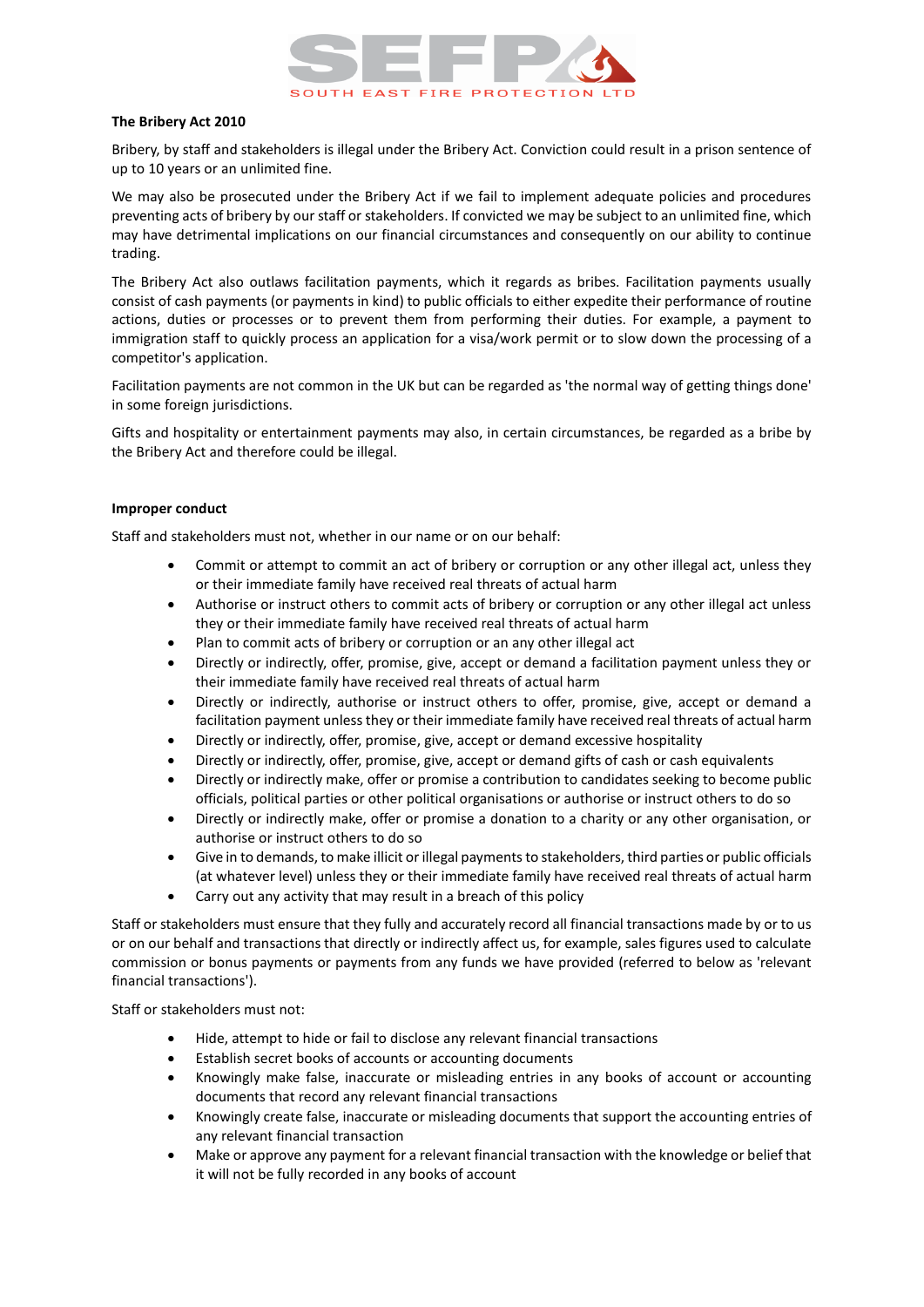### The Bribery Act 2010

Bribery, by staff and stakeholders is illegal under the Bribery Act. Conviction could result in a prison sentence of up to 10 years or an unlimited fine.

We may also be prosecuted under the Bribery Act if we fail to implement adequate policies and procedures preventing acts of bribery by our staff or stakeholders. If convicted we may be subject to an unlimited fine, which may have detrimental implications on our financial circumstances and consequently on our ability to continue trading.

The Bribery Act also outlaws facilitation payments, which it regards as bribes. Facilitation payments usually consist of cash payments (or payments in kind) to public officials to either expedite their performance of routine actions, duties or processes or to prevent them from performing their duties. For example, a payment to immigration staff to quickly process an application for a visa/work permit or to slow down the processing of a competitor's application.

Facilitation payments are not common in the UK but can be regarded as 'the normal way of getting things done' in some foreign jurisdictions.

Gifts and hospitality or entertainment payments may also, in certain circumstances, be regarded as a bribe by the Bribery Act and therefore could be illegal.

### Improper conduct

Staff and stakeholders must not, whether in our name or on our behalf:

- Commit or attempt to commit an act of bribery or corruption or any other illegal act, unless they or their immediate family have received real threats of actual harm
- Authorise or instruct others to commit acts of bribery or corruption or any other illegal act unless they or their immediate family have received real threats of actual harm
- Plan to commit acts of bribery or corruption or an any other illegal act
- Directly or indirectly, offer, promise, give, accept or demand a facilitation payment unless they or their immediate family have received real threats of actual harm
- Directly or indirectly, authorise or instruct others to offer, promise, give, accept or demand a facilitation payment unless they or their immediate family have received real threats of actual harm
- Directly or indirectly, offer, promise, give, accept or demand excessive hospitality
- Directly or indirectly, offer, promise, give, accept or demand gifts of cash or cash equivalents
- Directly or indirectly make, offer or promise a contribution to candidates seeking to become public officials, political parties or other political organisations or authorise or instruct others to do so
- Directly or indirectly make, offer or promise a donation to a charity or any other organisation, or authorise or instruct others to do so
- Give in to demands, to make illicit or illegal payments to stakeholders, third parties or public officials (at whatever level) unless they or their immediate family have received real threats of actual harm
- Carry out any activity that may result in a breach of this policy

Staff or stakeholders must ensure that they fully and accurately record all financial transactions made by or to us or on our behalf and transactions that directly or indirectly affect us, for example, sales figures used to calculate commission or bonus payments or payments from any funds we have provided (referred to below as 'relevant financial transactions').

Staff or stakeholders must not:

- Hide, attempt to hide or fail to disclose any relevant financial transactions
- Establish secret books of accounts or accounting documents
- Knowingly make false, inaccurate or misleading entries in any books of account or accounting documents that record any relevant financial transactions
- Knowingly create false, inaccurate or misleading documents that support the accounting entries of any relevant financial transaction
- Make or approve any payment for a relevant financial transaction with the knowledge or belief that it will not be fully recorded in any books of account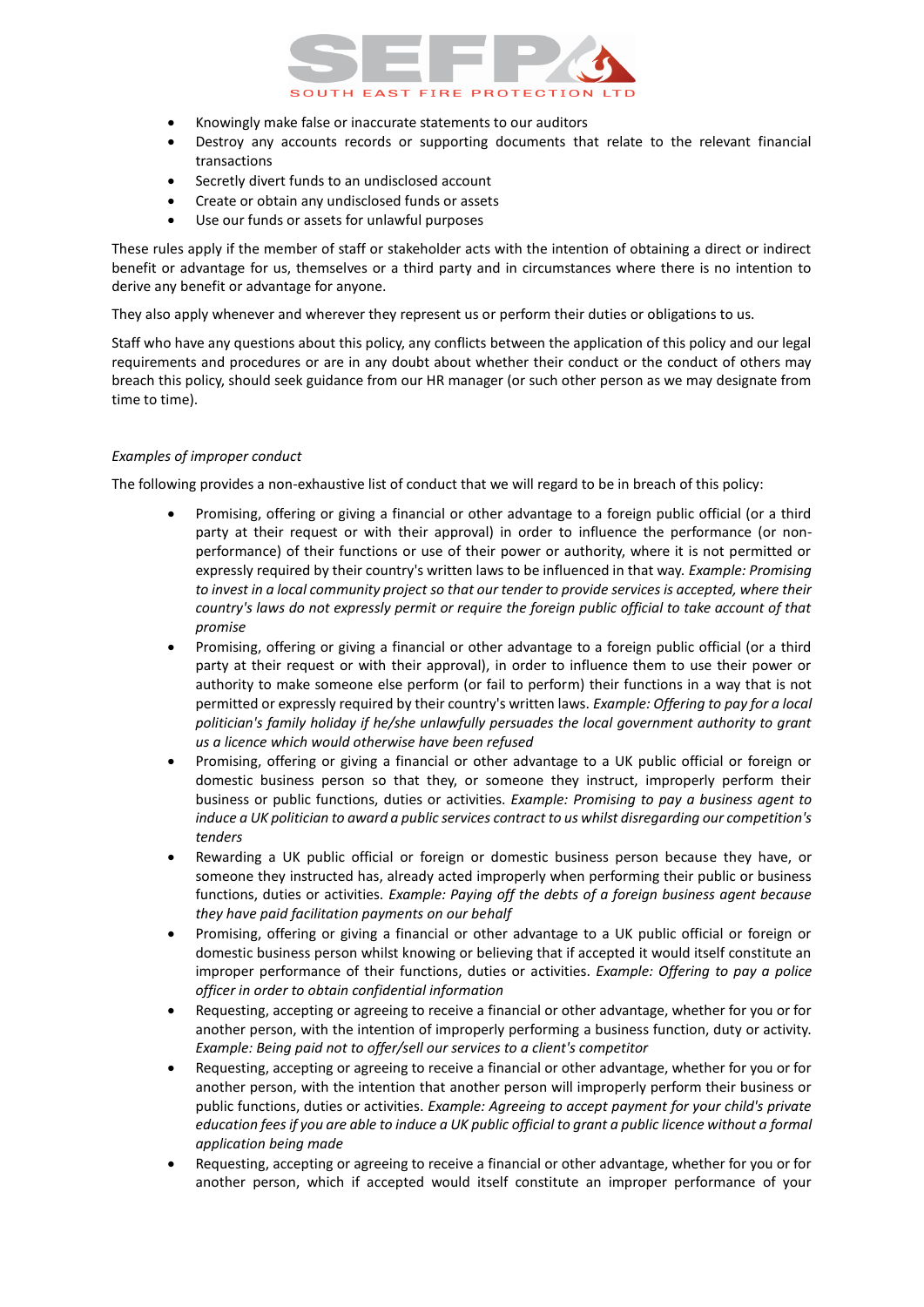- Knowingly make false or inaccurate statements to our auditors
- Destroy any accounts records or supporting documents that relate to the relevant financial transactions
- Secretly divert funds to an undisclosed account
- Create or obtain any undisclosed funds or assets
- Use our funds or assets for unlawful purposes

These rules apply if the member of staff or stakeholder acts with the intention of obtaining a direct or indirect benefit or advantage for us, themselves or a third party and in circumstances where there is no intention to derive any benefit or advantage for anyone.

They also apply whenever and wherever they represent us or perform their duties or obligations to us.

Staff who have any questions about this policy, any conflicts between the application of this policy and our legal requirements and procedures or are in any doubt about whether their conduct or the conduct of others may breach this policy, should seek guidance from our HR manager (or such other person as we may designate from time to time).

*Examples of improper conduct*

The following provides a non-exhaustive list of conduct that we will regard to be in breach of this policy:

- Promising, offering or giving a financial or other advantage to a foreign public official (or a third party at their request or with their approval) in order to influence the performance (or non-performance) of their functions or use of their power or authority, where it is not permitted or expressly required by their country's written laws to be influenced in that way. *Example: Promising to invest in a local community project so that our tender to provide services is accepted, where their country's laws do not expressly permit or require the foreign public official to take account of that promise*
- Promising, offering or giving a financial or other advantage to a foreign public official (or a third party at their request or with their approval), in order to influence them to use their power or authority to make someone else perform (or fail to perform) their functions in a way that is not permitted or expressly required by their country's written laws. *Example: Offering to pay for a local politician's family holiday if he/she unlawfully persuades the local government authority to grant us a licence which would otherwise have been refused*
- Promising, offering or giving a financial or other advantage to a UK public official or foreign or domestic business person so that they, or someone they instruct, improperly perform their business or public functions, duties or activities. *Example: Promising to pay a business agent to induce a UK politician to award a public services contract to us whilst disregarding our competition's tenders*
- Rewarding a UK public official or foreign or domestic business person because they have, or someone they instructed has, already acted improperly when performing their public or business functions, duties or activities. *Example: Paying off the debts of a foreign business agent because they have paid facilitation payments on our behalf*
- Promising, offering or giving a financial or other advantage to a UK public official or foreign or domestic business person whilst knowing or believing that if accepted it would itself constitute an improper performance of their functions, duties or activities. *Example: Offering to pay a police officer in order to obtain confidential information*
- Requesting, accepting or agreeing to receive a financial or other advantage, whether for you or for another person, with the intention of improperly performing a business function, duty or activity. *Example: Being paid not to offer/sell our services to a client's competitor*
- Requesting, accepting or agreeing to receive a financial or other advantage, whether for you or for another person, with the intention that another person will improperly perform their business or public functions, duties or activities. *Example: Agreeing to accept payment for your child's private education fees if you are able to induce a UK public official to grant a public licence without a formal application being made*
- Requesting, accepting or agreeing to receive a financial or other advantage, whether for you or for another person, which if accepted would itself constitute an improper performance of your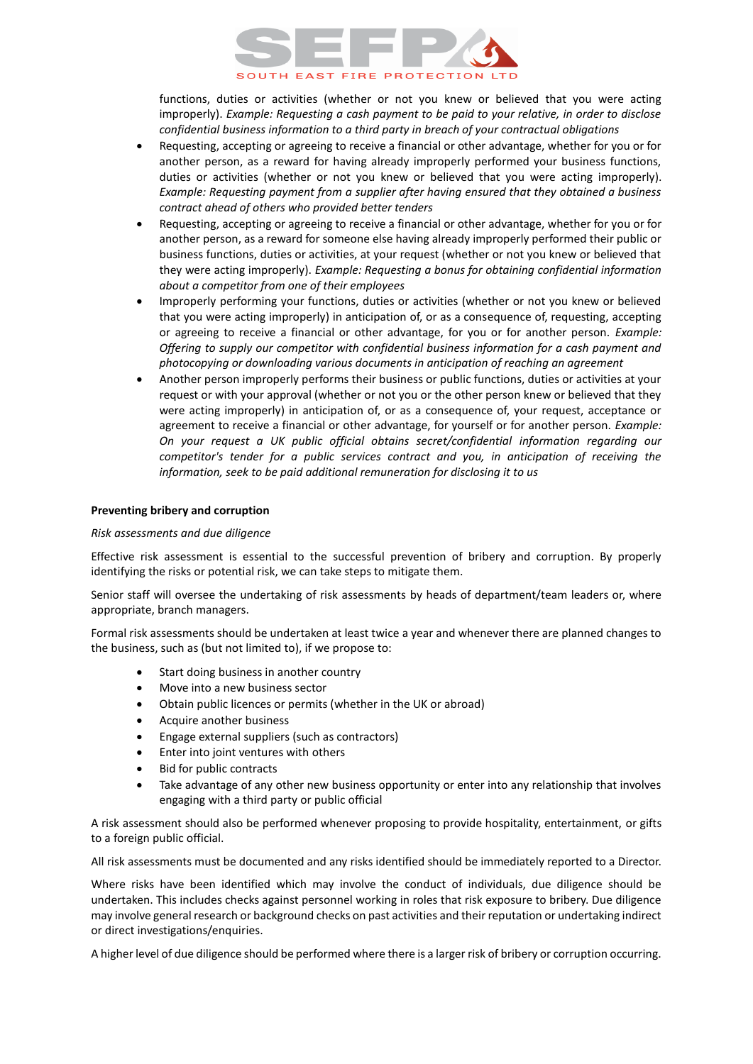functions, duties or activities (whether or not you knew or believed that you were acting improperly). *Example: Requesting a cash payment to be paid to your relative, in order to disclose confidential business information to a third party in breach of your contractual obligations*

- Requesting, accepting or agreeing to receive a financial or other advantage, whether for you or for another person, as a reward for having already improperly performed your business functions, duties or activities (whether or not you knew or believed that you were acting improperly). *Example: Requesting payment from a supplier after having ensured that they obtained a business contract ahead of others who provided better tenders*
- Requesting, accepting or agreeing to receive a financial or other advantage, whether for you or for another person, as a reward for someone else having already improperly performed their public or business functions, duties or activities, at your request (whether or not you knew or believed that they were acting improperly). *Example: Requesting a bonus for obtaining confidential information about a competitor from one of their employees*
- Improperly performing your functions, duties or activities (whether or not you knew or believed that you were acting improperly) in anticipation of, or as a consequence of, requesting, accepting or agreeing to receive a financial or other advantage, for you or for another person. *Example: Offering to supply our competitor with confidential business information for a cash payment and photocopying or downloading various documents in anticipation of reaching an agreement*
- Another person improperly performs their business or public functions, duties or activities at your request or with your approval (whether or not you or the other person knew or believed that they were acting improperly) in anticipation of, or as a consequence of, your request, acceptance or agreement to receive a financial or other advantage, for yourself or for another person. *Example: On your request a UK public official obtains secret/confidential information regarding our competitor's tender for a public services contract and you, in anticipation of receiving the information, seek to be paid additional remuneration for disclosing it to us*

**Preventing bribery and corruption**

*Risk assessments and due diligence*

Effective risk assessment is essential to the successful prevention of bribery and corruption. By properly identifying the risks or potential risk, we can take steps to mitigate them.

Senior staff will oversee the undertaking of risk assessments by heads of department/team leaders or, where appropriate, branch managers.

Formal risk assessments should be undertaken at least twice a year and whenever there are planned changes to the business, such as (but not limited to), if we propose to:

- Start doing business in another country
- Move into a new business sector
- Obtain public licences or permits (whether in the UK or abroad)
- Acquire another business
- Engage external suppliers (such as contractors)
- Enter into joint ventures with others
- Bid for public contracts
- Take advantage of any other new business opportunity or enter into any relationship that involves engaging with a third party or public official

A risk assessment should also be performed whenever proposing to provide hospitality, entertainment, or gifts to a foreign public official.

All risk assessments must be documented and any risks identified should be immediately reported to a Director.

Where risks have been identified which may involve the conduct of individuals, due diligence should be undertaken. This includes checks against personnel working in roles that risk exposure to bribery. Due diligence may involve general research or background checks on past activities and their reputation or undertaking indirect or direct investigations/enquiries.

A higher level of due diligence should be performed where there is a larger risk of bribery or corruption occurring.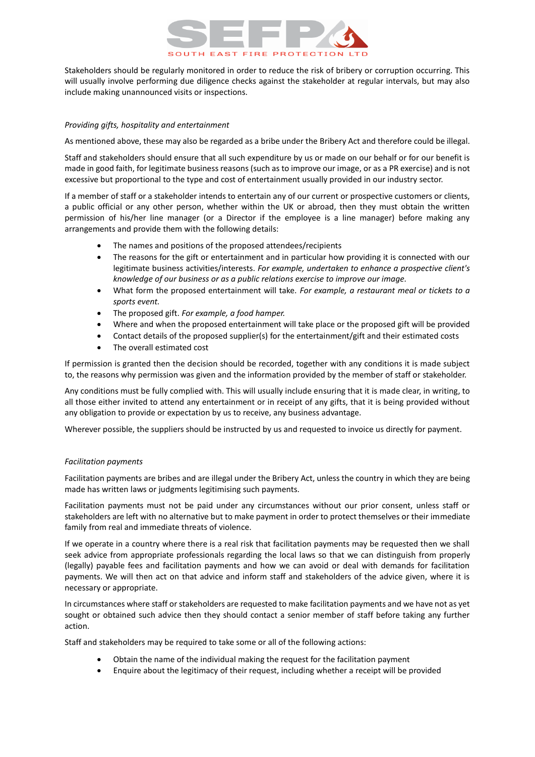Stakeholders should be regularly monitored in order to reduce the risk of bribery or corruption occurring. This will usually involve performing due diligence checks against the stakeholder at regular intervals, but may also include making unannounced visits or inspections.

*Providing gifts, hospitality and entertainment*

As mentioned above, these may also be regarded as a bribe under the Bribery Act and therefore could be illegal.

Staff and stakeholders should ensure that all such expenditure by us or made on our behalf or for our benefit is made in good faith, for legitimate business reasons (such as to improve our image, or as a PR exercise) and is not excessive but proportional to the type and cost of entertainment usually provided in our industry sector.

If a member of staff or a stakeholder intends to entertain any of our current or prospective customers or clients, a public official or any other person, whether within the UK or abroad, then they must obtain the written permission of his/her line manager (or a Director if the employee is a line manager) before making any arrangements and provide them with the following details:

- The names and positions of the proposed attendees/recipients
- The reasons for the gift or entertainment and in particular how providing it is connected with our legitimate business activities/interests. *For example, undertaken to enhance a prospective client's knowledge of our business or as a public relations exercise to improve our image.*
- What form the proposed entertainment will take. *For example, a restaurant meal or tickets to a sports event.*
- The proposed gift. *For example, a food hamper.*
- Where and when the proposed entertainment will take place or the proposed gift will be provided
- Contact details of the proposed supplier(s) for the entertainment/gift and their estimated costs
- The overall estimated cost

If permission is granted then the decision should be recorded, together with any conditions it is made subject to, the reasons why permission was given and the information provided by the member of staff or stakeholder.

Any conditions must be fully complied with. This will usually include ensuring that it is made clear, in writing, to all those either invited to attend any entertainment or in receipt of any gifts, that it is being provided without any obligation to provide or expectation by us to receive, any business advantage.

Wherever possible, the suppliers should be instructed by us and requested to invoice us directly for payment.

*Facilitation payments*

Facilitation payments are bribes and are illegal under the Bribery Act, unless the country in which they are being made has written laws or judgments legitimising such payments.

Facilitation payments must not be paid under any circumstances without our prior consent, unless staff or stakeholders are left with no alternative but to make payment in order to protect themselves or their immediate family from real and immediate threats of violence.

If we operate in a country where there is a real risk that facilitation payments may be requested then we shall seek advice from appropriate professionals regarding the local laws so that we can distinguish from properly (legally) payable fees and facilitation payments and how we can avoid or deal with demands for facilitation payments. We will then act on that advice and inform staff and stakeholders of the advice given, where it is necessary or appropriate.

In circumstances where staff or stakeholders are requested to make facilitation payments and we have not as yet sought or obtained such advice then they should contact a senior member of staff before taking any further action.

Staff and stakeholders may be required to take some or all of the following actions:

- Obtain the name of the individual making the request for the facilitation payment
- Enquire about the legitimacy of their request, including whether a receipt will be provided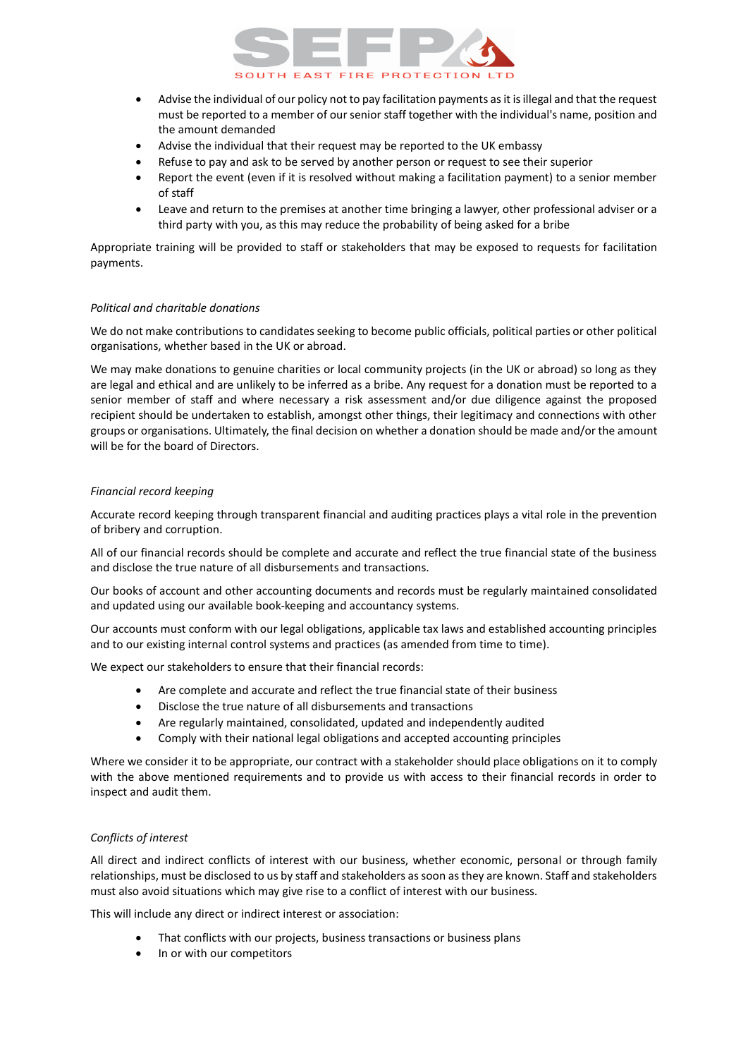- Advise the individual of our policy not to pay facilitation payments as it is illegal and that the request must be reported to a member of our senior staff together with the individual's name, position and the amount demanded
- Advise the individual that their request may be reported to the UK embassy
- Refuse to pay and ask to be served by another person or request to see their superior
- Report the event (even if it is resolved without making a facilitation payment) to a senior member of staff
- Leave and return to the premises at another time bringing a lawyer, other professional adviser or a third party with you, as this may reduce the probability of being asked for a bribe

Appropriate training will be provided to staff or stakeholders that may be exposed to requests for facilitation payments.

*Political and charitable donations*

We do not make contributions to candidates seeking to become public officials, political parties or other political organisations, whether based in the UK or abroad.

We may make donations to genuine charities or local community projects (in the UK or abroad) so long as they are legal and ethical and are unlikely to be inferred as a bribe. Any request for a donation must be reported to a senior member of staff and where necessary a risk assessment and/or due diligence against the proposed recipient should be undertaken to establish, amongst other things, their legitimacy and connections with other groups or organisations. Ultimately, the final decision on whether a donation should be made and/or the amount will be for the board of Directors.

*Financial record keeping*

Accurate record keeping through transparent financial and auditing practices plays a vital role in the prevention of bribery and corruption.

All of our financial records should be complete and accurate and reflect the true financial state of the business and disclose the true nature of all disbursements and transactions.

Our books of account and other accounting documents and records must be regularly maintained consolidated and updated using our available book-keeping and accountancy systems.

Our accounts must conform with our legal obligations, applicable tax laws and established accounting principles and to our existing internal control systems and practices (as amended from time to time).

We expect our stakeholders to ensure that their financial records:

- Are complete and accurate and reflect the true financial state of their business
- Disclose the true nature of all disbursements and transactions
- Are regularly maintained, consolidated, updated and independently audited
- Comply with their national legal obligations and accepted accounting principles

Where we consider it to be appropriate, our contract with a stakeholder should place obligations on it to comply with the above mentioned requirements and to provide us with access to their financial records in order to inspect and audit them.

*Conflicts of interest*

All direct and indirect conflicts of interest with our business, whether economic, personal or through family relationships, must be disclosed to us by staff and stakeholders as soon as they are known. Staff and stakeholders must also avoid situations which may give rise to a conflict of interest with our business.

This will include any direct or indirect interest or association:

- That conflicts with our projects, business transactions or business plans
- In or with our competitors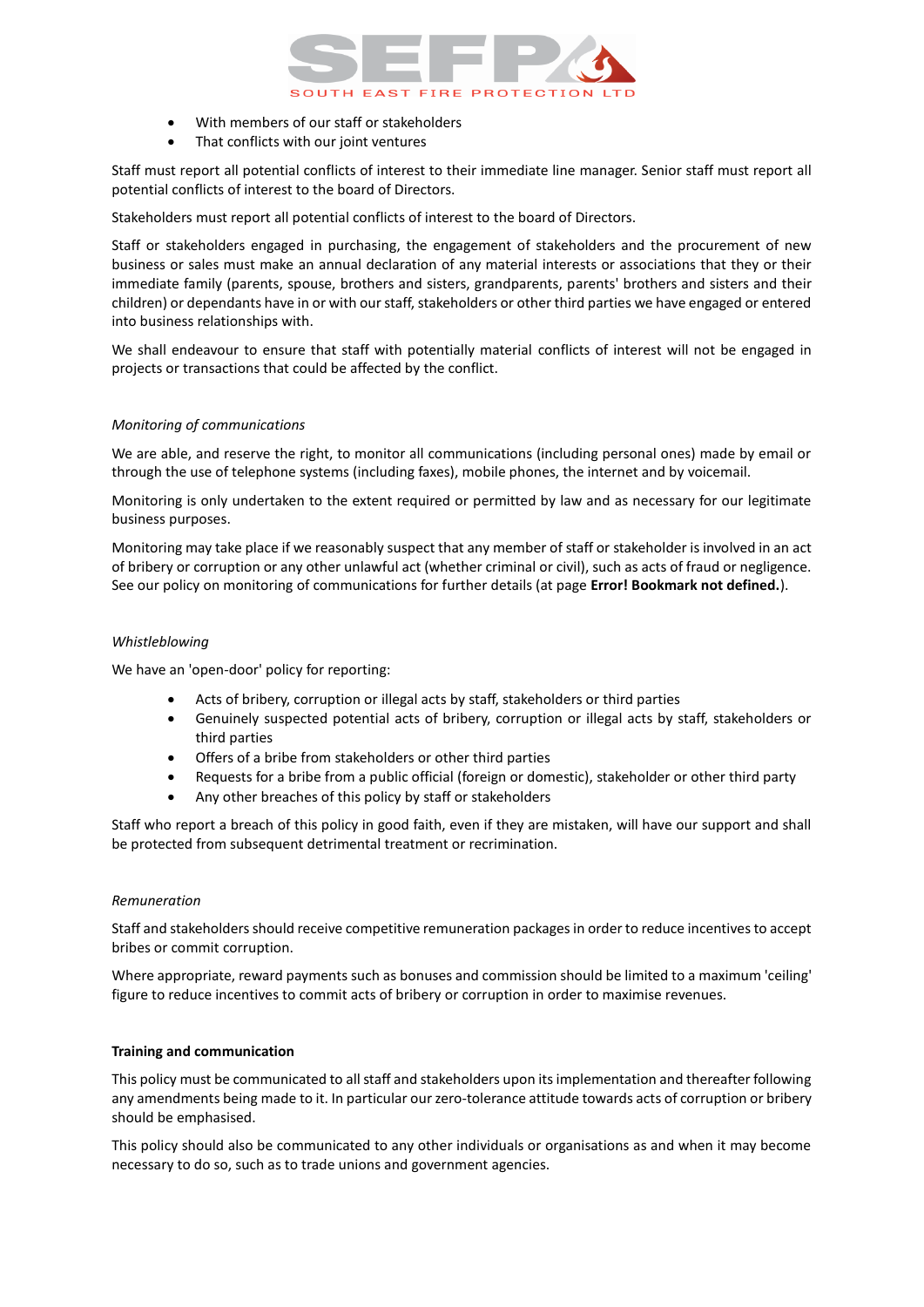- With members of our staff or stakeholders
- That conflicts with our joint ventures

Staff must report all potential conflicts of interest to their immediate line manager. Senior staff must report all potential conflicts of interest to the board of Directors.

Stakeholders must report all potential conflicts of interest to the board of Directors.

Staff or stakeholders engaged in purchasing, the engagement of stakeholders and the procurement of new business or sales must make an annual declaration of any material interests or associations that they or their immediate family (parents, spouse, brothers and sisters, grandparents, parents' brothers and sisters and their children) or dependants have in or with our staff, stakeholders or other third parties we have engaged or entered into business relationships with.

We shall endeavour to ensure that staff with potentially material conflicts of interest will not be engaged in projects or transactions that could be affected by the conflict.

*Monitoring of communications*

We are able, and reserve the right, to monitor all communications (including personal ones) made by email or through the use of telephone systems (including faxes), mobile phones, the internet and by voicemail.

Monitoring is only undertaken to the extent required or permitted by law and as necessary for our legitimate business purposes.

Monitoring may take place if we reasonably suspect that any member of staff or stakeholder is involved in an act of bribery or corruption or any other unlawful act (whether criminal or civil), such as acts of fraud or negligence. See our policy on monitoring of communications for further details (at page **Error! Bookmark not defined.**).

*Whistleblowing*

We have an 'open-door' policy for reporting:

- Acts of bribery, corruption or illegal acts by staff, stakeholders or third parties
- Genuinely suspected potential acts of bribery, corruption or illegal acts by staff, stakeholders or third parties
- Offers of a bribe from stakeholders or other third parties
- Requests for a bribe from a public official (foreign or domestic), stakeholder or other third party
- Any other breaches of this policy by staff or stakeholders

Staff who report a breach of this policy in good faith, even if they are mistaken, will have our support and shall be protected from subsequent detrimental treatment or recrimination.

*Remuneration*

Staff and stakeholders should receive competitive remuneration packages in order to reduce incentives to accept bribes or commit corruption.

Where appropriate, reward payments such as bonuses and commission should be limited to a maximum 'ceiling' figure to reduce incentives to commit acts of bribery or corruption in order to maximise revenues.

**Training and communication**

This policy must be communicated to all staff and stakeholders upon its implementation and thereafter following any amendments being made to it. In particular our zero-tolerance attitude towards acts of corruption or bribery should be emphasised.

This policy should also be communicated to any other individuals or organisations as and when it may become necessary to do so, such as to trade unions and government agencies.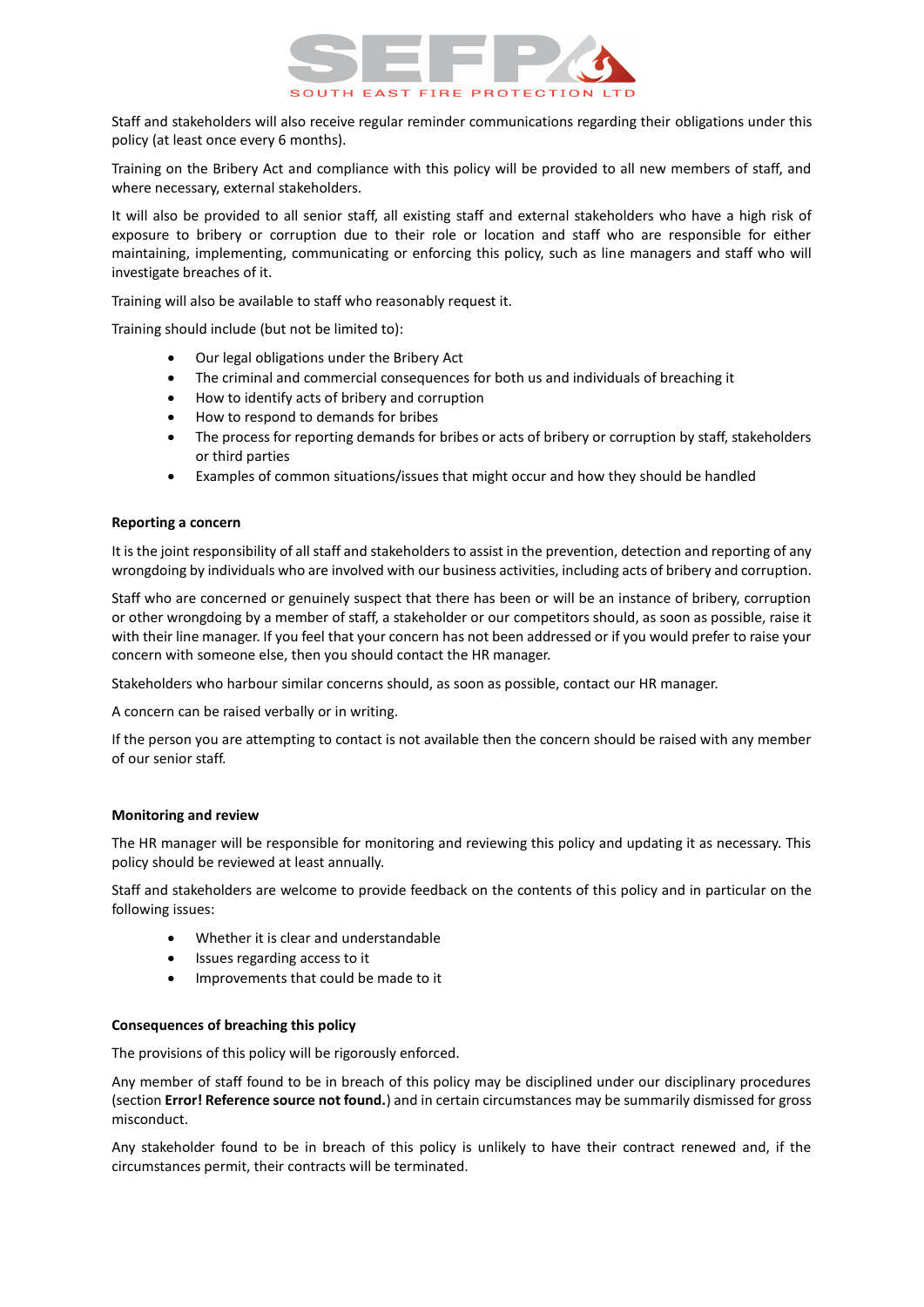Staff and stakeholders will also receive regular reminder communications regarding their obligations under this policy (at least once every 6 months).

Training on the Bribery Act and compliance with this policy will be provided to all new members of staff, and where necessary, external stakeholders.

It will also be provided to all senior staff, all existing staff and external stakeholders who have a high risk of exposure to bribery or corruption due to their role or location and staff who are responsible for either maintaining, implementing, communicating or enforcing this policy, such as line managers and staff who will investigate breaches of it.

Training will also be available to staff who reasonably request it.

Training should include (but not be limited to):

- Our legal obligations under the Bribery Act
- The criminal and commercial consequences for both us and individuals of breaching it
- How to identify acts of bribery and corruption
- How to respond to demands for bribes
- The process for reporting demands for bribes or acts of bribery or corruption by staff, stakeholders or third parties
- Examples of common situations/issues that might occur and how they should be handled

**Reporting a concern**

It is the joint responsibility of all staff and stakeholders to assist in the prevention, detection and reporting of any wrongdoing by individuals who are involved with our business activities, including acts of bribery and corruption.

Staff who are concerned or genuinely suspect that there has been or will be an instance of bribery, corruption or other wrongdoing by a member of staff, a stakeholder or our competitors should, as soon as possible, raise it with their line manager. If you feel that your concern has not been addressed or if you would prefer to raise your concern with someone else, then you should contact the HR manager.

Stakeholders who harbour similar concerns should, as soon as possible, contact our HR manager.

A concern can be raised verbally or in writing.

If the person you are attempting to contact is not available then the concern should be raised with any member of our senior staff.

**Monitoring and review**

The HR manager will be responsible for monitoring and reviewing this policy and updating it as necessary. This policy should be reviewed at least annually.

Staff and stakeholders are welcome to provide feedback on the contents of this policy and in particular on the following issues:

- Whether it is clear and understandable
- Issues regarding access to it
- Improvements that could be made to it

**Consequences of breaching this policy**

The provisions of this policy will be rigorously enforced.

Any member of staff found to be in breach of this policy may be disciplined under our disciplinary procedures (section **Error! Reference source not found.**) and in certain circumstances may be summarily dismissed for gross misconduct.

Any stakeholder found to be in breach of this policy is unlikely to have their contract renewed and, if the circumstances permit, their contracts will be terminated.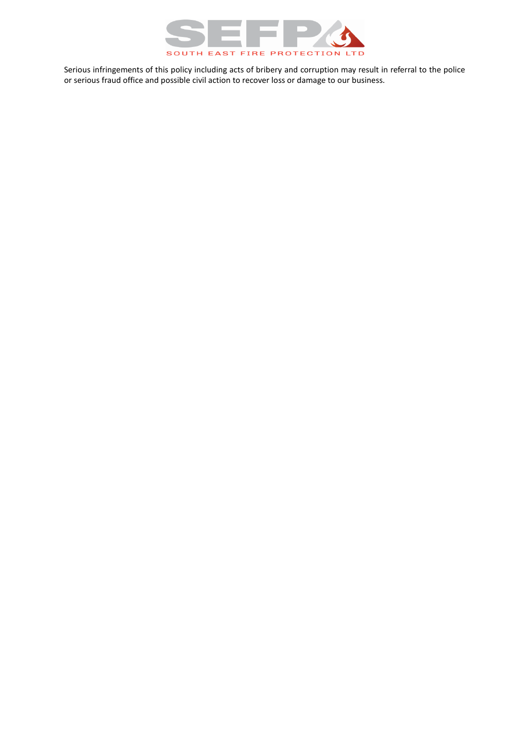Serious infringements of this policy including acts of bribery and corruption may result in referral to the police or serious fraud office and possible civil action to recover loss or damage to our business.